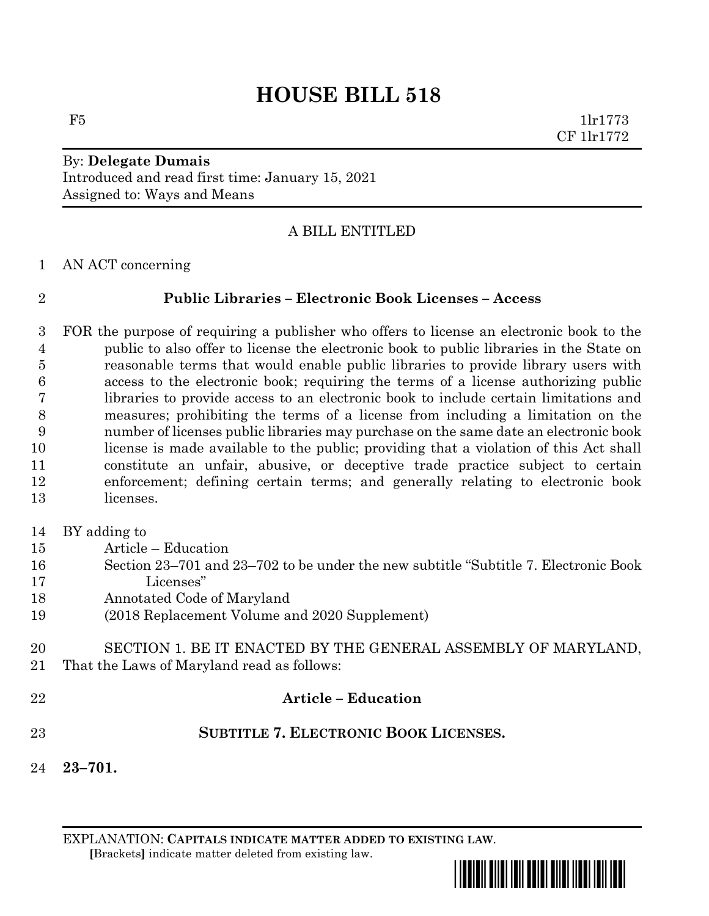# HOUSE BILL 518

F5 1lr1773
CF 1lr1772

By: **Delegate Dumais**
Introduced and read first time: January 15, 2021
Assigned to: Ways and Means

A BILL ENTITLED

AN ACT concerning

**Public Libraries – Electronic Book Licenses – Access**

FOR the purpose of requiring a publisher who offers to license an electronic book to the public to also offer to license the electronic book to public libraries in the State on reasonable terms that would enable public libraries to provide library users with access to the electronic book; requiring the terms of a license authorizing public libraries to provide access to an electronic book to include certain limitations and measures; prohibiting the terms of a license from including a limitation on the number of licenses public libraries may purchase on the same date an electronic book license is made available to the public; providing that a violation of this Act shall constitute an unfair, abusive, or deceptive trade practice subject to certain enforcement; defining certain terms; and generally relating to electronic book licenses.

BY adding to
Article – Education
Section 23–701 and 23–702 to be under the new subtitle "Subtitle 7. Electronic Book Licenses"
Annotated Code of Maryland
(2018 Replacement Volume and 2020 Supplement)

SECTION 1. BE IT ENACTED BY THE GENERAL ASSEMBLY OF MARYLAND, That the Laws of Maryland read as follows:

**Article – Education**

**SUBTITLE 7. ELECTRONIC BOOK LICENSES.**

**23–701.**

EXPLANATION: **CAPITALS INDICATE MATTER ADDED TO EXISTING LAW**.
**[**Brackets**]** indicate matter deleted from existing law.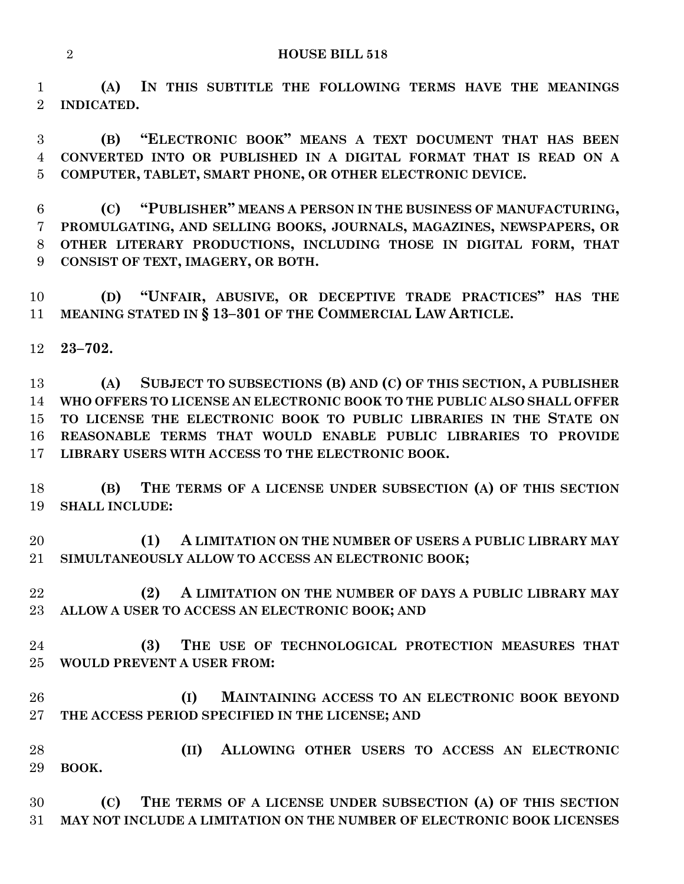**(A) IN THIS SUBTITLE THE FOLLOWING TERMS HAVE THE MEANINGS INDICATED.**

**(B) "ELECTRONIC BOOK" MEANS A TEXT DOCUMENT THAT HAS BEEN CONVERTED INTO OR PUBLISHED IN A DIGITAL FORMAT THAT IS READ ON A COMPUTER, TABLET, SMART PHONE, OR OTHER ELECTRONIC DEVICE.**

**(C) "PUBLISHER" MEANS A PERSON IN THE BUSINESS OF MANUFACTURING, PROMULGATING, AND SELLING BOOKS, JOURNALS, MAGAZINES, NEWSPAPERS, OR OTHER LITERARY PRODUCTIONS, INCLUDING THOSE IN DIGITAL FORM, THAT CONSIST OF TEXT, IMAGERY, OR BOTH.**

**(D) "UNFAIR, ABUSIVE, OR DECEPTIVE TRADE PRACTICES" HAS THE MEANING STATED IN § 13–301 OF THE COMMERCIAL LAW ARTICLE.**

**23–702.**

**(A) SUBJECT TO SUBSECTIONS (B) AND (C) OF THIS SECTION, A PUBLISHER WHO OFFERS TO LICENSE AN ELECTRONIC BOOK TO THE PUBLIC ALSO SHALL OFFER TO LICENSE THE ELECTRONIC BOOK TO PUBLIC LIBRARIES IN THE STATE ON REASONABLE TERMS THAT WOULD ENABLE PUBLIC LIBRARIES TO PROVIDE LIBRARY USERS WITH ACCESS TO THE ELECTRONIC BOOK.**

**(B) THE TERMS OF A LICENSE UNDER SUBSECTION (A) OF THIS SECTION SHALL INCLUDE:**

**(1) A LIMITATION ON THE NUMBER OF USERS A PUBLIC LIBRARY MAY SIMULTANEOUSLY ALLOW TO ACCESS AN ELECTRONIC BOOK;**

**(2) A LIMITATION ON THE NUMBER OF DAYS A PUBLIC LIBRARY MAY ALLOW A USER TO ACCESS AN ELECTRONIC BOOK; AND**

**(3) THE USE OF TECHNOLOGICAL PROTECTION MEASURES THAT WOULD PREVENT A USER FROM:**

**(I) MAINTAINING ACCESS TO AN ELECTRONIC BOOK BEYOND THE ACCESS PERIOD SPECIFIED IN THE LICENSE; AND**

**(II) ALLOWING OTHER USERS TO ACCESS AN ELECTRONIC BOOK.**

**(C) THE TERMS OF A LICENSE UNDER SUBSECTION (A) OF THIS SECTION MAY NOT INCLUDE A LIMITATION ON THE NUMBER OF ELECTRONIC BOOK LICENSES**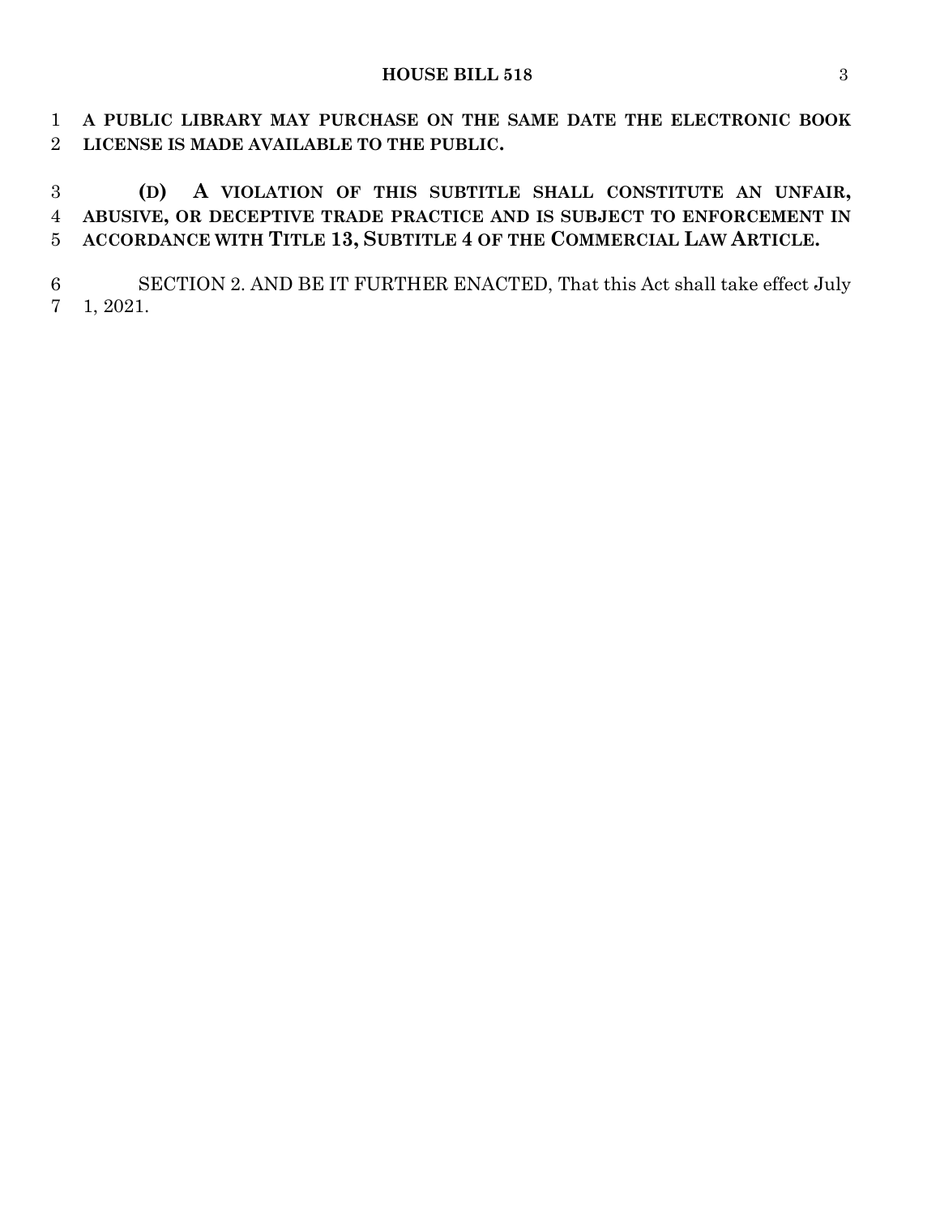**A PUBLIC LIBRARY MAY PURCHASE ON THE SAME DATE THE ELECTRONIC BOOK LICENSE IS MADE AVAILABLE TO THE PUBLIC.**

**(D) A VIOLATION OF THIS SUBTITLE SHALL CONSTITUTE AN UNFAIR, ABUSIVE, OR DECEPTIVE TRADE PRACTICE AND IS SUBJECT TO ENFORCEMENT IN ACCORDANCE WITH TITLE 13, SUBTITLE 4 OF THE COMMERCIAL LAW ARTICLE.**

SECTION 2. AND BE IT FURTHER ENACTED, That this Act shall take effect July 1, 2021.